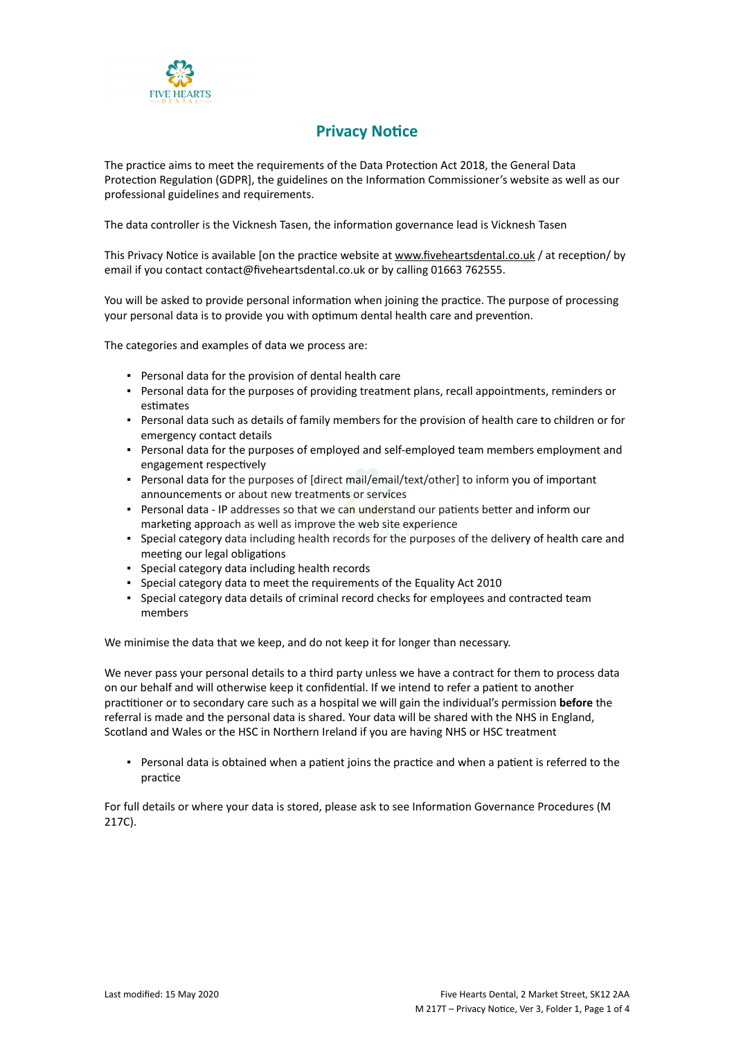# Privacy Notice

The practice aims to meet the requirements of the Data Protection Act 2018, the General Data Protection Regulation (GDPR], the guidelines on the Information Commissioner's website as well as our professional guidelines and requirements.

The data controller is the Vicknesh Tasen, the information governance lead is Vicknesh Tasen

This Privacy Notice is available [on the practice website at www.fiveheartsdental.co.uk / at reception/ by email if you contact contact@fiveheartsdental.co.uk or by calling 01663 762555.

You will be asked to provide personal information when joining the practice. The purpose of processing your personal data is to provide you with optimum dental health care and prevention.

The categories and examples of data we process are:

- Personal data for the provision of dental health care
- Personal data for the purposes of providing treatment plans, recall appointments, reminders or estimates
- Personal data such as details of family members for the provision of health care to children or for emergency contact details
- Personal data for the purposes of employed and self-employed team members employment and engagement respectively
- Personal data for the purposes of [direct mail/email/text/other] to inform you of important announcements or about new treatments or services
- Personal data - IP addresses so that we can understand our patients better and inform our marketing approach as well as improve the web site experience
- Special category data including health records for the purposes of the delivery of health care and meeting our legal obligations
- Special category data including health records
- Special category data to meet the requirements of the Equality Act 2010
- Special category data details of criminal record checks for employees and contracted team members

We minimise the data that we keep, and do not keep it for longer than necessary.

We never pass your personal details to a third party unless we have a contract for them to process data on our behalf and will otherwise keep it confidential. If we intend to refer a patient to another practitioner or to secondary care such as a hospital we will gain the individual's permission **before** the referral is made and the personal data is shared. Your data will be shared with the NHS in England, Scotland and Wales or the HSC in Northern Ireland if you are having NHS or HSC treatment

- Personal data is obtained when a patient joins the practice and when a patient is referred to the practice

For full details or where your data is stored, please ask to see Information Governance Procedures (M 217C).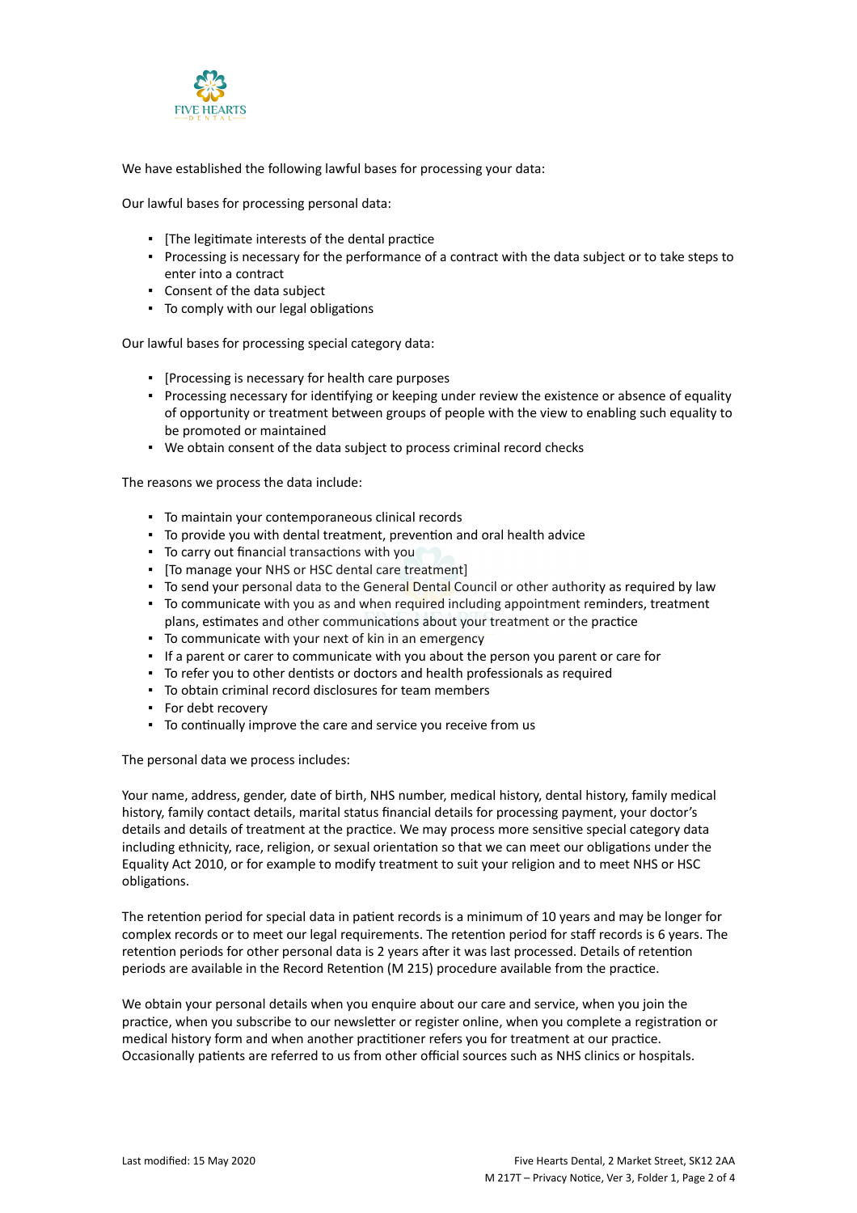We have established the following lawful bases for processing your data:

Our lawful bases for processing personal data:

- [The legitimate interests of the dental practice
- Processing is necessary for the performance of a contract with the data subject or to take steps to enter into a contract
- Consent of the data subject
- To comply with our legal obligations

Our lawful bases for processing special category data:

- [Processing is necessary for health care purposes
- Processing necessary for identifying or keeping under review the existence or absence of equality of opportunity or treatment between groups of people with the view to enabling such equality to be promoted or maintained
- We obtain consent of the data subject to process criminal record checks

The reasons we process the data include:

- To maintain your contemporaneous clinical records
- To provide you with dental treatment, prevention and oral health advice
- To carry out financial transactions with you
- [To manage your NHS or HSC dental care treatment]
- To send your personal data to the General Dental Council or other authority as required by law
- To communicate with you as and when required including appointment reminders, treatment plans, estimates and other communications about your treatment or the practice
- To communicate with your next of kin in an emergency
- If a parent or carer to communicate with you about the person you parent or care for
- To refer you to other dentists or doctors and health professionals as required
- To obtain criminal record disclosures for team members
- For debt recovery
- To continually improve the care and service you receive from us

The personal data we process includes:

Your name, address, gender, date of birth, NHS number, medical history, dental history, family medical history, family contact details, marital status financial details for processing payment, your doctor's details and details of treatment at the practice. We may process more sensitive special category data including ethnicity, race, religion, or sexual orientation so that we can meet our obligations under the Equality Act 2010, or for example to modify treatment to suit your religion and to meet NHS or HSC obligations.

The retention period for special data in patient records is a minimum of 10 years and may be longer for complex records or to meet our legal requirements. The retention period for staff records is 6 years. The retention periods for other personal data is 2 years after it was last processed. Details of retention periods are available in the Record Retention (M 215) procedure available from the practice.

We obtain your personal details when you enquire about our care and service, when you join the practice, when you subscribe to our newsletter or register online, when you complete a registration or medical history form and when another practitioner refers you for treatment at our practice. Occasionally patients are referred to us from other official sources such as NHS clinics or hospitals.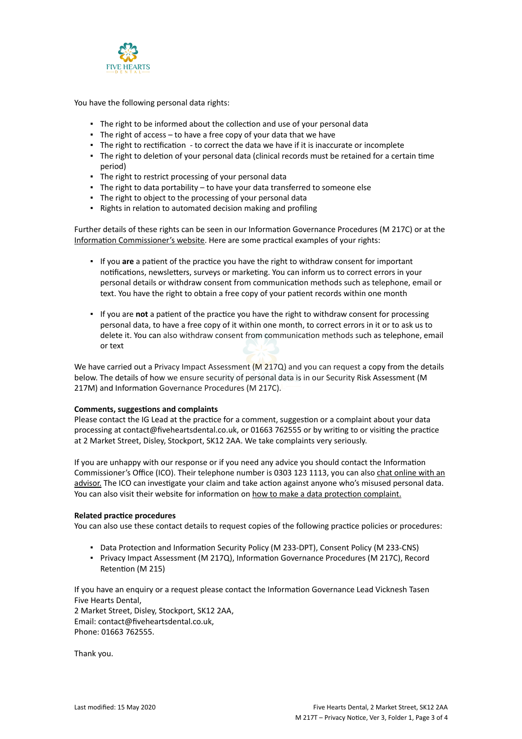You have the following personal data rights:

- The right to be informed about the collection and use of your personal data
- The right of access – to have a free copy of your data that we have
- The right to rectification - to correct the data we have if it is inaccurate or incomplete
- The right to deletion of your personal data (clinical records must be retained for a certain time period)
- The right to restrict processing of your personal data
- The right to data portability – to have your data transferred to someone else
- The right to object to the processing of your personal data
- Rights in relation to automated decision making and profiling

Further details of these rights can be seen in our Information Governance Procedures (M 217C) or at the Information Commissioner's website. Here are some practical examples of your rights:

- If you **are** a patient of the practice you have the right to withdraw consent for important notifications, newsletters, surveys or marketing. You can inform us to correct errors in your personal details or withdraw consent from communication methods such as telephone, email or text. You have the right to obtain a free copy of your patient records within one month

- If you are **not** a patient of the practice you have the right to withdraw consent for processing personal data, to have a free copy of it within one month, to correct errors in it or to ask us to delete it. You can also withdraw consent from communication methods such as telephone, email or text

We have carried out a Privacy Impact Assessment (M 217Q) and you can request a copy from the details below. The details of how we ensure security of personal data is in our Security Risk Assessment (M 217M) and Information Governance Procedures (M 217C).

**Comments, suggestions and complaints**
Please contact the IG Lead at the practice for a comment, suggestion or a complaint about your data processing at contact@fiveheartsdental.co.uk, or 01663 762555 or by writing to or visiting the practice at 2 Market Street, Disley, Stockport, SK12 2AA. We take complaints very seriously.

If you are unhappy with our response or if you need any advice you should contact the Information Commissioner's Office (ICO). Their telephone number is 0303 123 1113, you can also chat online with an advisor. The ICO can investigate your claim and take action against anyone who's misused personal data. You can also visit their website for information on how to make a data protection complaint.

**Related practice procedures**
You can also use these contact details to request copies of the following practice policies or procedures:

- Data Protection and Information Security Policy (M 233-DPT), Consent Policy (M 233-CNS)
- Privacy Impact Assessment (M 217Q), Information Governance Procedures (M 217C), Record Retention (M 215)

If you have an enquiry or a request please contact the Information Governance Lead Vicknesh Tasen
Five Hearts Dental,
2 Market Street, Disley, Stockport, SK12 2AA,
Email: contact@fiveheartsdental.co.uk,
Phone: 01663 762555.

Thank you.